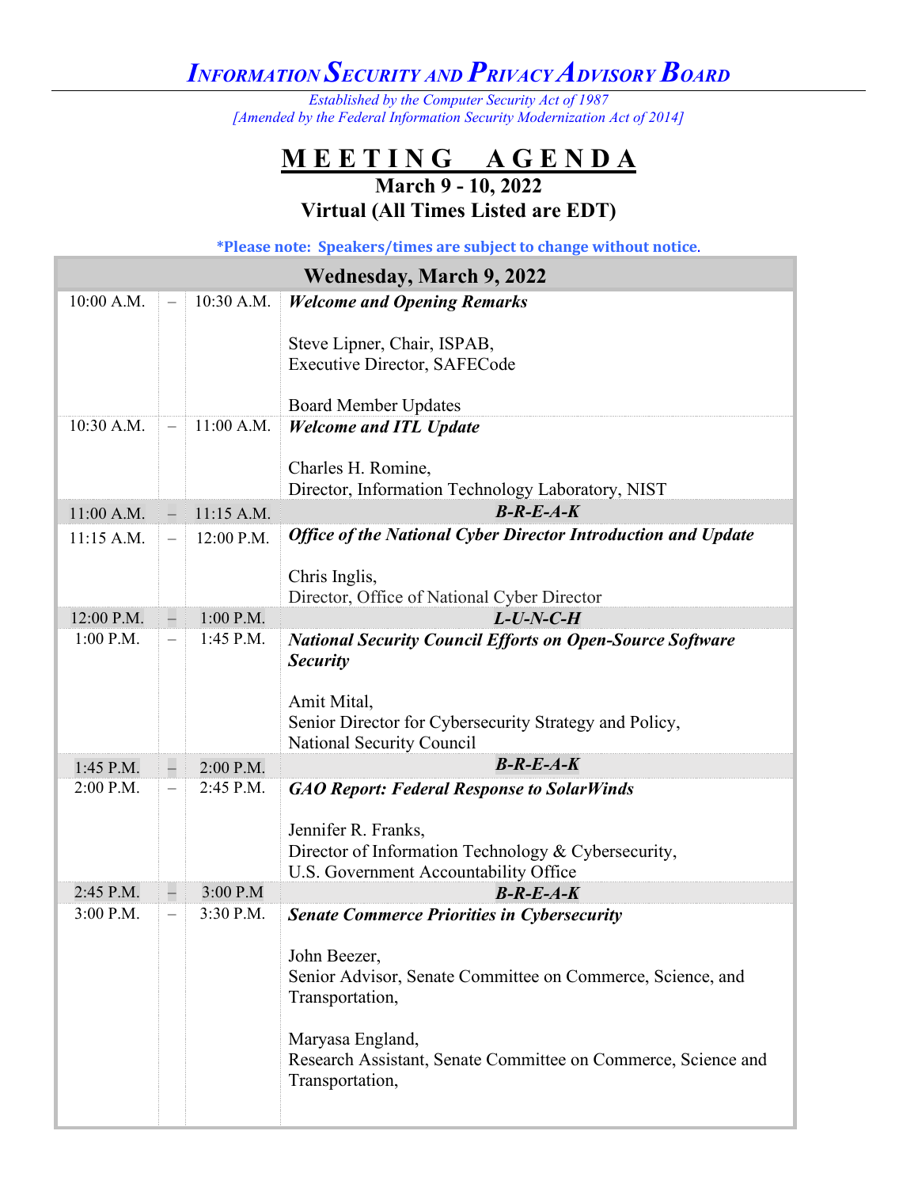# *INFORMATION SECURITY AND PRIVACY ADVISORY BOARD*

*Established by the Computer Security Act of 1987*
*[Amended by the Federal Information Security Modernization Act of 2014]*

## MEETING AGENDA

**March 9 - 10, 2022**
**Virtual (All Times Listed are EDT)**

***Please note: Speakers/times are subject to change without notice.**

| Wednesday, March 9, 2022 | | | |
|---|---|---|---|
| 10:00 A.M. | – | 10:30 A.M. | ***Welcome and Opening Remarks***<br><br>Steve Lipner, Chair, ISPAB,<br>Executive Director, SAFECode<br><br>Board Member Updates |
| 10:30 A.M. | – | 11:00 A.M. | ***Welcome and ITL Update***<br><br>Charles H. Romine,<br>Director, Information Technology Laboratory, NIST |
| 11:00 A.M. | – | 11:15 A.M. | ***B-R-E-A-K*** |
| 11:15 A.M. | – | 12:00 P.M. | ***Office of the National Cyber Director Introduction and Update***<br><br>Chris Inglis,<br>Director, Office of National Cyber Director |
| 12:00 P.M. | – | 1:00 P.M. | ***L-U-N-C-H*** |
| 1:00 P.M. | – | 1:45 P.M. | ***National Security Council Efforts on Open-Source Software Security***<br><br>Amit Mital,<br>Senior Director for Cybersecurity Strategy and Policy,<br>National Security Council |
| 1:45 P.M. | – | 2:00 P.M. | ***B-R-E-A-K*** |
| 2:00 P.M. | – | 2:45 P.M. | ***GAO Report: Federal Response to SolarWinds***<br><br>Jennifer R. Franks,<br>Director of Information Technology & Cybersecurity,<br>U.S. Government Accountability Office |
| 2:45 P.M. | – | 3:00 P.M | ***B-R-E-A-K*** |
| 3:00 P.M. | – | 3:30 P.M. | ***Senate Commerce Priorities in Cybersecurity***<br><br>John Beezer,<br>Senior Advisor, Senate Committee on Commerce, Science, and Transportation,<br><br>Maryasa England,<br>Research Assistant, Senate Committee on Commerce, Science and Transportation, |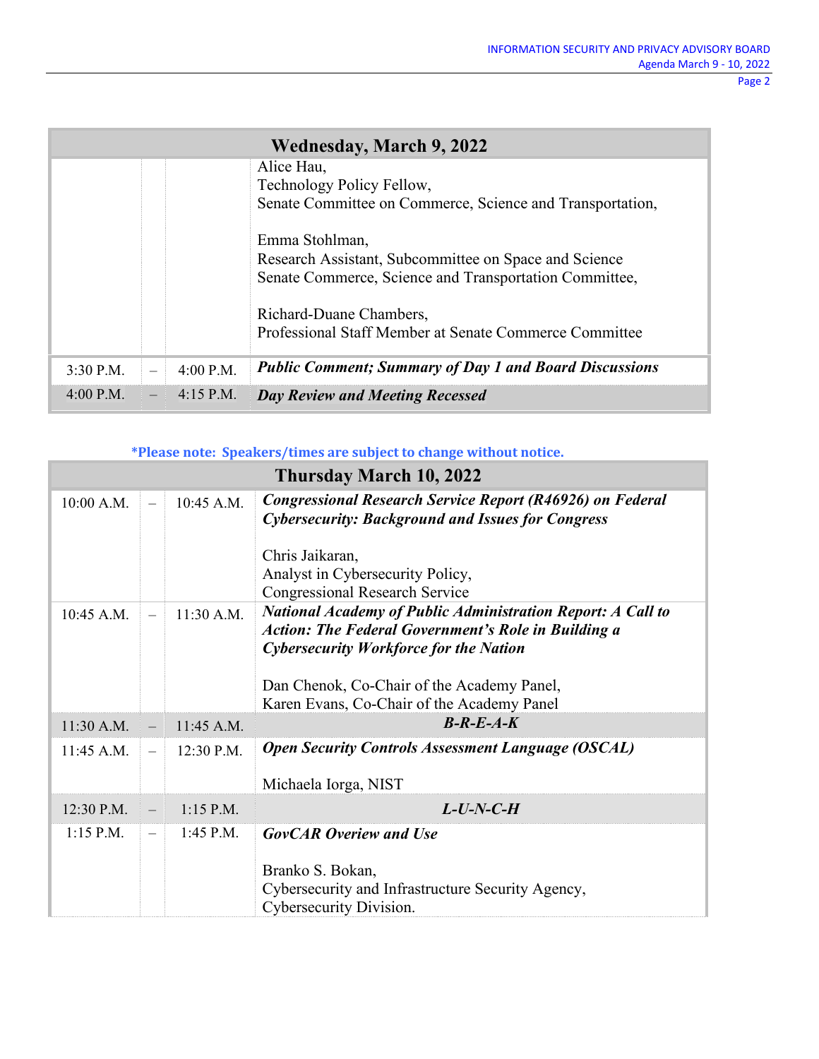| Wednesday, March 9, 2022 | | | |
| --- | --- | --- | --- |
| | | | Alice Hau,<br>Technology Policy Fellow,<br>Senate Committee on Commerce, Science and Transportation,<br><br>Emma Stohlman,<br>Research Assistant, Subcommittee on Space and Science<br>Senate Commerce, Science and Transportation Committee,<br><br>Richard-Duane Chambers,<br>Professional Staff Member at Senate Commerce Committee |
| 3:30 P.M. | – | 4:00 P.M. | ***Public Comment; Summary of Day 1 and Board Discussions*** |
| 4:00 P.M. | – | 4:15 P.M. | ***Day Review and Meeting Recessed*** |

**\*Please note: Speakers/times are subject to change without notice.**

| Thursday March 10, 2022 | | | |
| --- | --- | --- | --- |
| 10:00 A.M. | – | 10:45 A.M. | ***Congressional Research Service Report (R46926) on Federal Cybersecurity: Background and Issues for Congress***<br><br>Chris Jaikaran,<br>Analyst in Cybersecurity Policy,<br>Congressional Research Service |
| 10:45 A.M. | – | 11:30 A.M. | ***National Academy of Public Administration Report: A Call to Action: The Federal Government's Role in Building a Cybersecurity Workforce for the Nation***<br><br>Dan Chenok, Co-Chair of the Academy Panel,<br>Karen Evans, Co-Chair of the Academy Panel |
| 11:30 A.M. | – | 11:45 A.M. | ***B-R-E-A-K*** |
| 11:45 A.M. | – | 12:30 P.M. | ***Open Security Controls Assessment Language (OSCAL)***<br><br>Michaela Iorga, NIST |
| 12:30 P.M. | – | 1:15 P.M. | ***L-U-N-C-H*** |
| 1:15 P.M. | – | 1:45 P.M. | ***GovCAR Overiew and Use***<br><br>Branko S. Bokan,<br>Cybersecurity and Infrastructure Security Agency,<br>Cybersecurity Division. |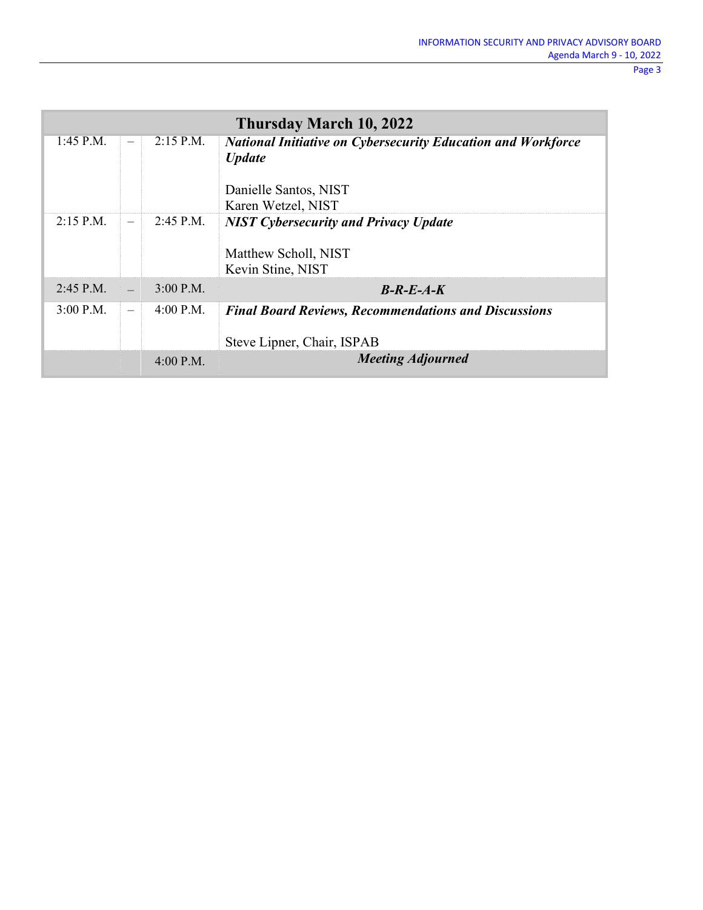| Thursday March 10, 2022 | | | |
|---|---|---|---|
| 1:45 P.M. | – | 2:15 P.M. | ***National Initiative on Cybersecurity Education and Workforce Update***<br><br>Danielle Santos, NIST<br>Karen Wetzel, NIST |
| 2:15 P.M. | – | 2:45 P.M. | ***NIST Cybersecurity and Privacy Update***<br><br>Matthew Scholl, NIST<br>Kevin Stine, NIST |
| 2:45 P.M. | – | 3:00 P.M. | ***B-R-E-A-K*** |
| 3:00 P.M. | – | 4:00 P.M. | ***Final Board Reviews, Recommendations and Discussions***<br><br>Steve Lipner, Chair, ISPAB |
| | | 4:00 P.M. | ***Meeting Adjourned*** |